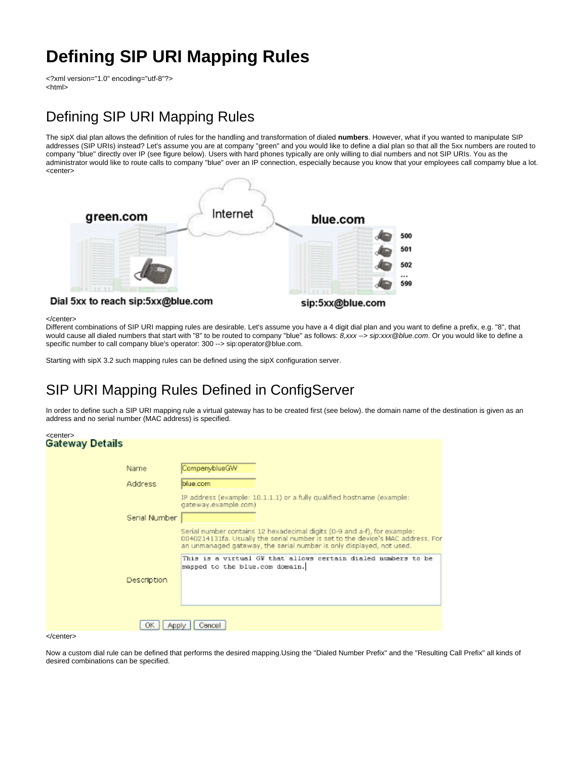# Defining SIP URI Mapping Rules

<?xml version="1.0" encoding="utf-8"?>
<html>

## Defining SIP URI Mapping Rules

The sipX dial plan allows the definition of rules for the handling and transformation of dialed **numbers**. However, what if you wanted to manipulate SIP addresses (SIP URIs) instead? Let's assume you are at company "green" and you would like to define a dial plan so that all the 5xx numbers are routed to company "blue" directly over IP (see figure below). Users with hard phones typically are only willing to dial numbers and not SIP URIs. You as the administrator would like to route calls to company "blue" over an IP connection, especially because you know that your employees call compamy blue a lot.
<center>

</center>
Different combinations of SIP URI mapping rules are desirable. Let's assume you have a 4 digit dial plan and you want to define a prefix, e.g. "8", that would cause all dialed numbers that start with "8" to be routed to company "blue" as follows: *8,xxx --> sip:xxx@blue.com*. Or you would like to define a specific number to call company blue's operator: 300 --> sip:operator@blue.com.

Starting with sipX 3.2 such mapping rules can be defined using the sipX configuration server.

## SIP URI Mapping Rules Defined in ConfigServer

In order to define such a SIP URI mapping rule a virtual gateway has to be created first (see below). the domain name of the destination is given as an address and no serial number (MAC address) is specified.

<center>

</center>

Now a custom dial rule can be defined that performs the desired mapping.Using the "Dialed Number Prefix" and the "Resulting Call Prefix" all kinds of desired combinations can be specified.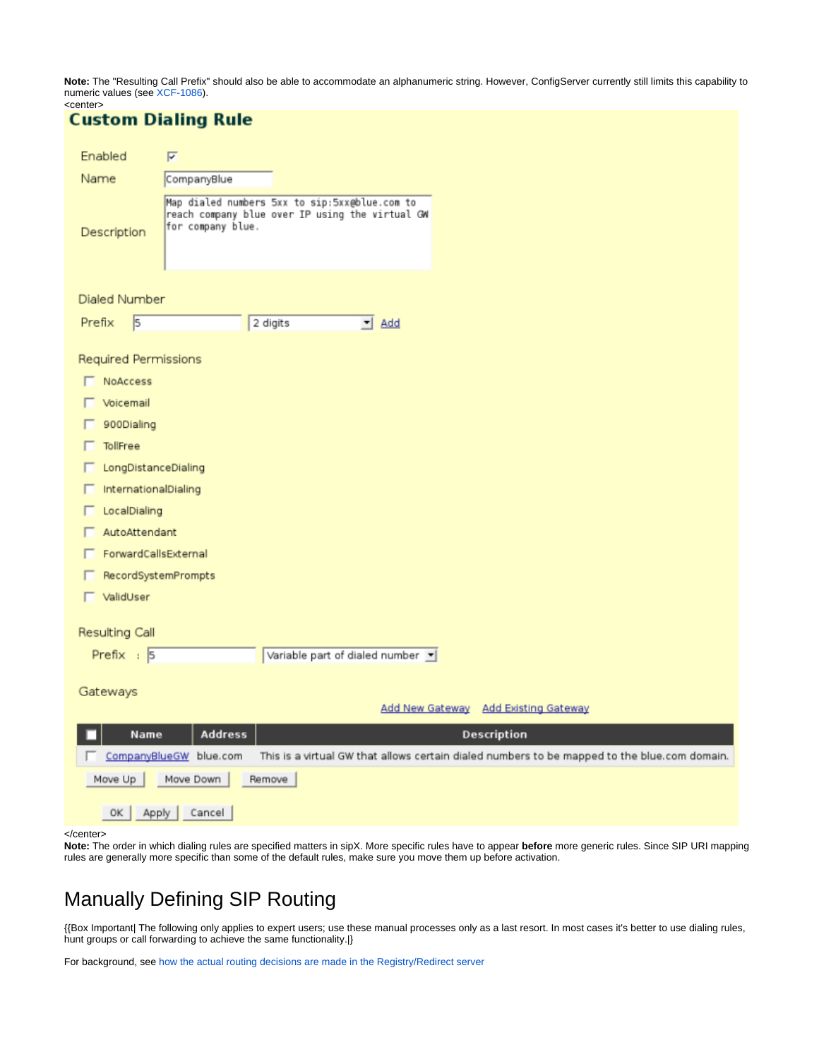**Note:** The "Resulting Call Prefix" should also be able to accommodate an alphanumeric string. However, ConfigServer currently still limits this capability to numeric values (see XCF-1086).
<center>

## Custom Dialing Rule

Enabled ☑

Name: CompanyBlue

Description: Map dialed numbers 5xx to sip:5xx@blue.com to reach company blue over IP using the virtual GW for company blue.

Dialed Number

Prefix: 5 — 2 digits — Add

Required Permissions

- ☐ NoAccess
- ☐ Voicemail
- ☐ 900Dialing
- ☐ TollFree
- ☐ LongDistanceDialing
- ☐ InternationalDialing
- ☐ LocalDialing
- ☐ AutoAttendant
- ☐ ForwardCallsExternal
- ☐ RecordSystemPrompts
- ☐ ValidUser

Resulting Call

Prefix : 5 — Variable part of dialed number

Gateways

Add New Gateway    Add Existing Gateway

| ☐ | Name | Address | Description |
|---|---|---|---|
| ☐ | CompanyBlueGW | blue.com | This is a virtual GW that allows certain dialed numbers to be mapped to the blue.com domain. |

Move Up | Move Down | Remove

OK | Apply | Cancel

</center>
**Note:** The order in which dialing rules are specified matters in sipX. More specific rules have to appear **before** more generic rules. Since SIP URI mapping rules are generally more specific than some of the default rules, make sure you move them up before activation.

# Manually Defining SIP Routing

{{Box Important| The following only applies to expert users; use these manual processes only as a last resort. In most cases it's better to use dialing rules, hunt groups or call forwarding to achieve the same functionality.|}

For background, see how the actual routing decisions are made in the Registry/Redirect server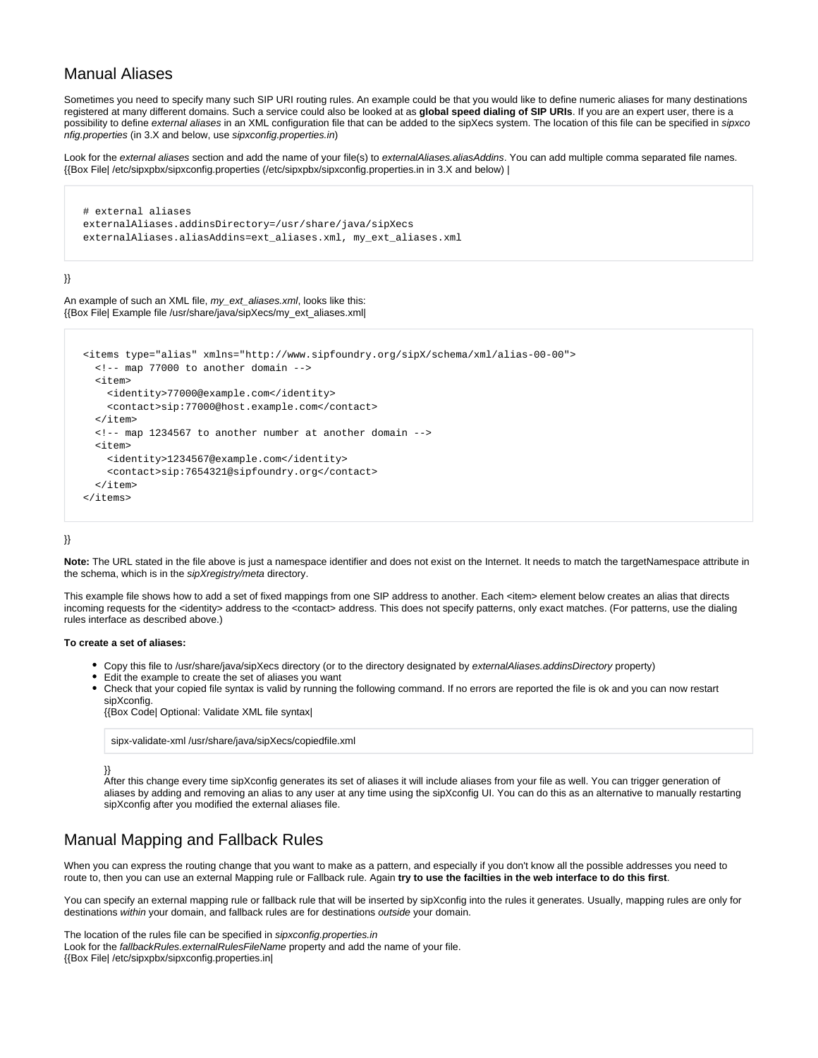## Manual Aliases

Sometimes you need to specify many such SIP URI routing rules. An example could be that you would like to define numeric aliases for many destinations registered at many different domains. Such a service could also be looked at as **global speed dialing of SIP URIs**. If you are an expert user, there is a possibility to define *external aliases* in an XML configuration file that can be added to the sipXecs system. The location of this file can be specified in *sipxconfig.properties* (in 3.X and below, use *sipxconfig.properties.in*)

Look for the *external aliases* section and add the name of your file(s) to *externalAliases.aliasAddins*. You can add multiple comma separated file names.
{{Box File| /etc/sipxpbx/sipxconfig.properties (/etc/sipxpbx/sipxconfig.properties.in in 3.X and below) |

```
# external aliases
externalAliases.addinsDirectory=/usr/share/java/sipXecs
externalAliases.aliasAddins=ext_aliases.xml, my_ext_aliases.xml
```

}}

An example of such an XML file, *my_ext_aliases.xml*, looks like this:
{{Box File| Example file /usr/share/java/sipXecs/my_ext_aliases.xml|

```
<items type="alias" xmlns="http://www.sipfoundry.org/sipX/schema/xml/alias-00-00">
  <!-- map 77000 to another domain -->
  <item>
    <identity>77000@example.com</identity>
    <contact>sip:77000@host.example.com</contact>
  </item>
  <!-- map 1234567 to another number at another domain -->
  <item>
    <identity>1234567@example.com</identity>
    <contact>sip:7654321@sipfoundry.org</contact>
  </item>
</items>
```

}}

**Note:** The URL stated in the file above is just a namespace identifier and does not exist on the Internet. It needs to match the targetNamespace attribute in the schema, which is in the *sipXregistry/meta* directory.

This example file shows how to add a set of fixed mappings from one SIP address to another. Each <item> element below creates an alias that directs incoming requests for the <identity> address to the <contact> address. This does not specify patterns, only exact matches. (For patterns, use the dialing rules interface as described above.)

**To create a set of aliases:**

- Copy this file to /usr/share/java/sipXecs directory (or to the directory designated by *externalAliases.addinsDirectory* property)
- Edit the example to create the set of aliases you want
- Check that your copied file syntax is valid by running the following command. If no errors are reported the file is ok and you can now restart sipXconfig.
  {{Box Code| Optional: Validate XML file syntax|

  ```
  sipx-validate-xml /usr/share/java/sipXecs/copiedfile.xml
  ```

  }}
  After this change every time sipXconfig generates its set of aliases it will include aliases from your file as well. You can trigger generation of aliases by adding and removing an alias to any user at any time using the sipXconfig UI. You can do this as an alternative to manually restarting sipXconfig after you modified the external aliases file.

## Manual Mapping and Fallback Rules

When you can express the routing change that you want to make as a pattern, and especially if you don't know all the possible addresses you need to route to, then you can use an external Mapping rule or Fallback rule. Again **try to use the facilties in the web interface to do this first**.

You can specify an external mapping rule or fallback rule that will be inserted by sipXconfig into the rules it generates. Usually, mapping rules are only for destinations *within* your domain, and fallback rules are for destinations *outside* your domain.

The location of the rules file can be specified in *sipxconfig.properties.in*
Look for the *fallbackRules.externalRulesFileName* property and add the name of your file.
{{Box File| /etc/sipxpbx/sipxconfig.properties.in|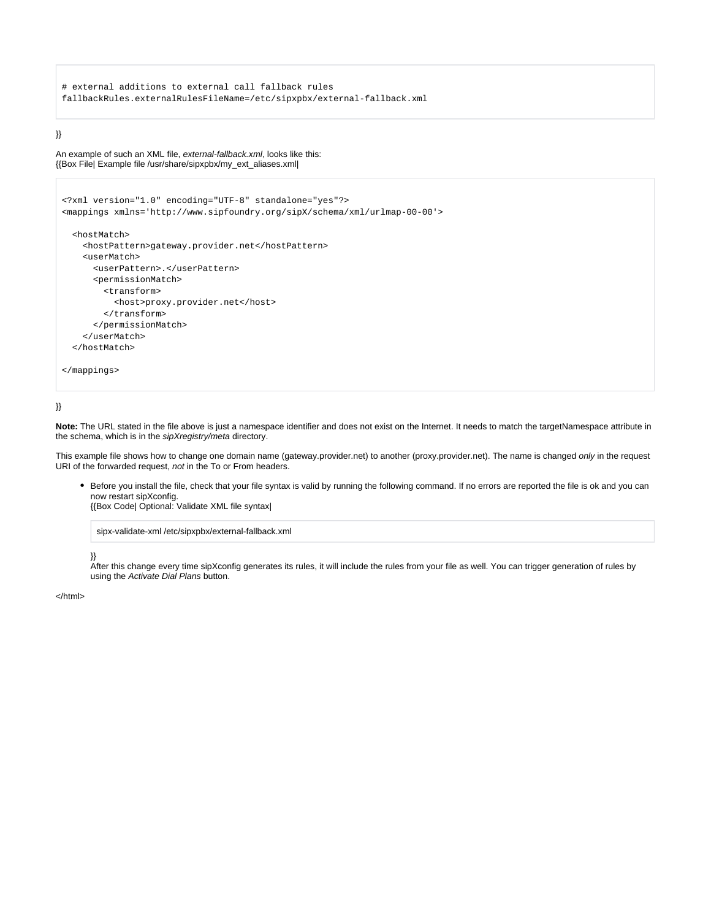```
# external additions to external call fallback rules
fallbackRules.externalRulesFileName=/etc/sipxpbx/external-fallback.xml
```

}}

An example of such an XML file, *external-fallback.xml*, looks like this:
{{Box File| Example file /usr/share/sipxpbx/my_ext_aliases.xml|

```
<?xml version="1.0" encoding="UTF-8" standalone="yes"?>
<mappings xmlns='http://www.sipfoundry.org/sipX/schema/xml/urlmap-00-00'>

  <hostMatch>
    <hostPattern>gateway.provider.net</hostPattern>
    <userMatch>
      <userPattern>.</userPattern>
      <permissionMatch>
        <transform>
          <host>proxy.provider.net</host>
        </transform>
      </permissionMatch>
    </userMatch>
  </hostMatch>

</mappings>
```

}}

**Note:** The URL stated in the file above is just a namespace identifier and does not exist on the Internet. It needs to match the targetNamespace attribute in the schema, which is in the *sipXregistry/meta* directory.

This example file shows how to change one domain name (gateway.provider.net) to another (proxy.provider.net). The name is changed *only* in the request URI of the forwarded request, *not* in the To or From headers.

- Before you install the file, check that your file syntax is valid by running the following command. If no errors are reported the file is ok and you can now restart sipXconfig.
  {{Box Code| Optional: Validate XML file syntax|

  ```
  sipx-validate-xml /etc/sipxpbx/external-fallback.xml
  ```

  }}
  After this change every time sipXconfig generates its rules, it will include the rules from your file as well. You can trigger generation of rules by using the *Activate Dial Plans* button.

</html>